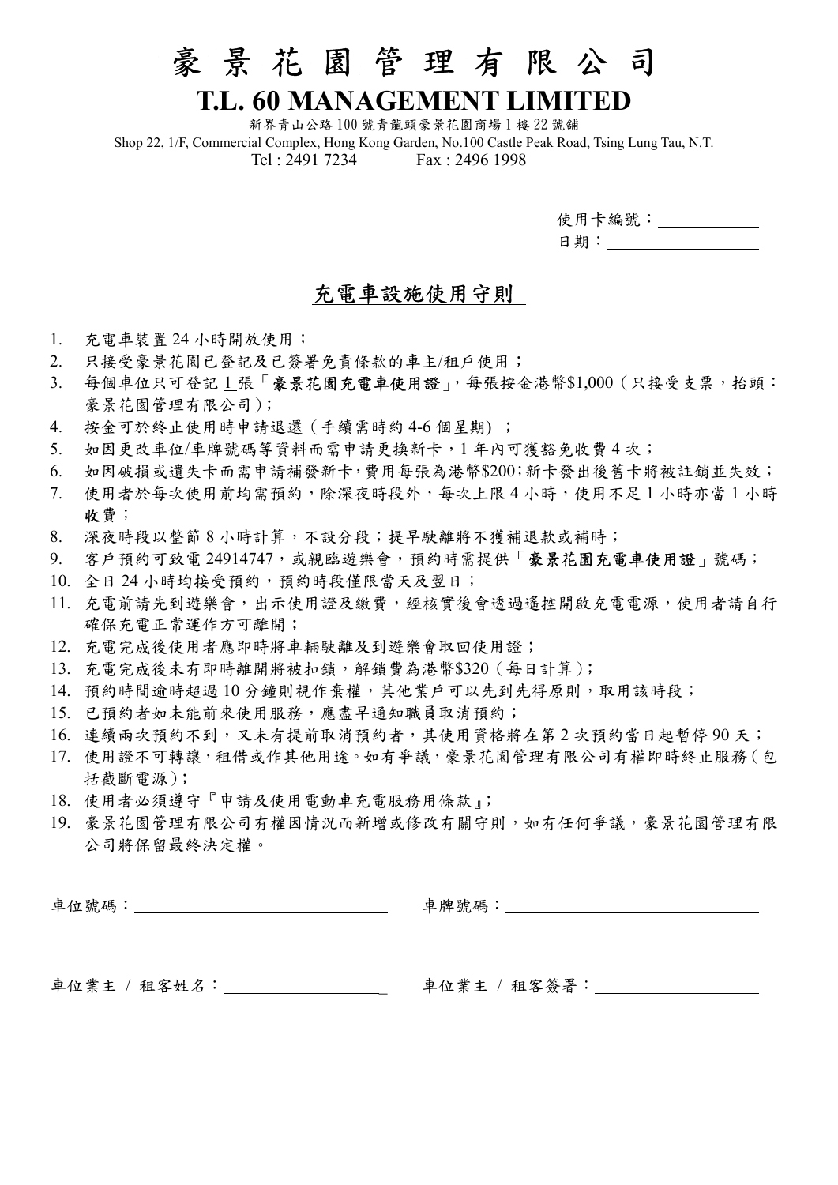# 豪 景 花 園 管 理 有 限 公 司

## T.L. 60 MANAGEMENT LIMITED

新界青山公路 100 號青龍頭豪景花園商場 1 樓 22 號舖

Shop 22, 1/F, Commercial Complex, Hong Kong Garden, No.100 Castle Peak Road, Tsing Lung Tau, N.T.

Tel : 2491 7234　　Fax : 2496 1998

使用卡編號：＿＿＿＿＿＿

日期：＿＿＿＿＿＿＿＿＿

## 充電車設施使用守則

1. 充電車裝置 24 小時開放使用；
2. 只接受豪景花園已登記及已簽署免責條款的車主/租戶使用；
3. 每個車位只可登記 1 張「**豪景花園充電車使用證**」，每張按金港幣$1,000（只接受支票，抬頭：豪景花園管理有限公司）；
4. 按金可於終止使用時申請退還（手續需時約 4-6 個星期）；
5. 如因更改車位/車牌號碼等資料而需申請更換新卡，1 年內可獲豁免收費 4 次；
6. 如因破損或遺失卡而需申請補發新卡，費用每張為港幣$200；新卡發出後舊卡將被註銷並失效；
7. 使用者於每次使用前均需預約，除深夜時段外，每次上限 4 小時，使用不足 1 小時亦當 1 小時**收**費；
8. 深夜時段以整節 8 小時計算，不設分段；提早駛離將不獲補退款或補時；
9. 客戶預約可致電 24914747，或親臨遊樂會，預約時需提供「**豪景花園充電車使用證**」號碼；
10. 全日 24 小時均接受預約，預約時段僅限當天及翌日；
11. 充電前請先到遊樂會，出示使用證及繳費，經核實後會透過遙控開啟充電電源，使用者請自行確保充電正常運作方可離開；
12. 充電完成後使用者應即時將車輛駛離及到遊樂會取回使用證；
13. 充電完成後未有即時離開將被扣鎖，解鎖費為港幣$320（每日計算）；
14. 預約時間逾時超過 10 分鐘則視作棄權，其他業戶可以先到先得原則，取用該時段；
15. 已預約者如未能前來使用服務，應盡早通知職員取消預約；
16. 連續兩次預約不到，又未有提前取消預約者，其使用資格將在第 2 次預約當日起暫停 90 天；
17. 使用證不可轉讓，租借或作其他用途。如有爭議，豪景花園管理有限公司有權即時終止服務（包括截斷電源）；
18. 使用者必須遵守『申請及使用電動車充電服務用條款』；
19. 豪景花園管理有限公司有權因情況而新增或修改有關守則，如有任何爭議，豪景花園管理有限公司將保留最終決定權。

車位號碼：＿＿＿＿＿＿＿＿＿＿＿＿＿＿　　車牌號碼：＿＿＿＿＿＿＿＿＿＿＿＿＿＿

車位業主 / 租客姓名：＿＿＿＿＿＿＿＿＿　　車位業主 / 租客簽署：＿＿＿＿＿＿＿＿＿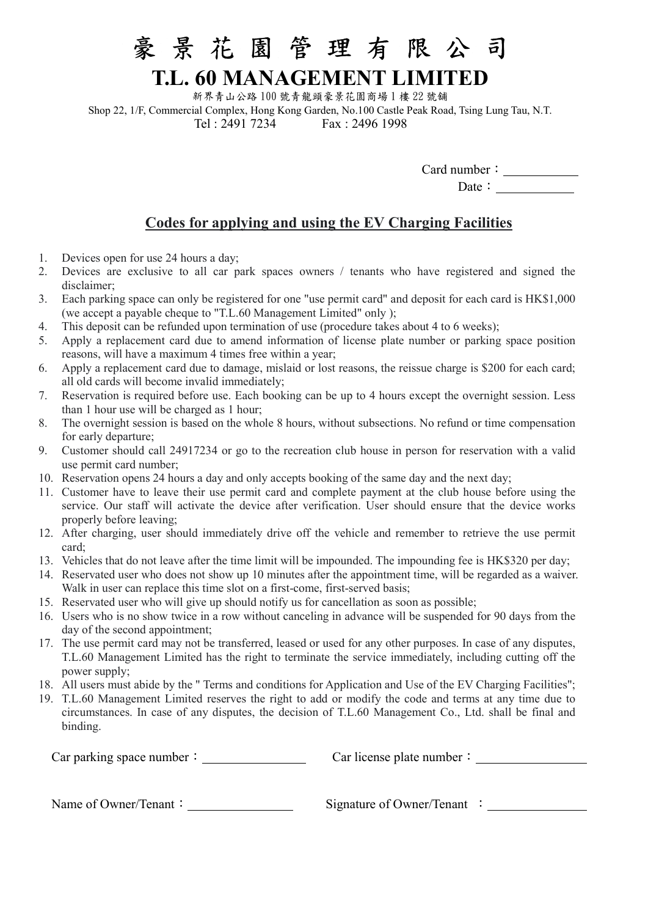# 豪 景 花 園 管 理 有 限 公 司

# T.L. 60 MANAGEMENT LIMITED

新界青山公路 100 號青龍頭豪景花園商場 1 樓 22 號舖

Shop 22, 1/F, Commercial Complex, Hong Kong Garden, No.100 Castle Peak Road, Tsing Lung Tau, N.T.

Tel : 2491 7234　　　Fax : 2496 1998

Card number：\_\_\_\_\_\_\_\_\_\_

Date：\_\_\_\_\_\_\_\_\_\_

## Codes for applying and using the EV Charging Facilities

1. Devices open for use 24 hours a day;
2. Devices are exclusive to all car park spaces owners / tenants who have registered and signed the disclaimer;
3. Each parking space can only be registered for one "use permit card" and deposit for each card is HK$1,000 (we accept a payable cheque to "T.L.60 Management Limited" only );
4. This deposit can be refunded upon termination of use (procedure takes about 4 to 6 weeks);
5. Apply a replacement card due to amend information of license plate number or parking space position reasons, will have a maximum 4 times free within a year;
6. Apply a replacement card due to damage, mislaid or lost reasons, the reissue charge is $200 for each card; all old cards will become invalid immediately;
7. Reservation is required before use. Each booking can be up to 4 hours except the overnight session. Less than 1 hour use will be charged as 1 hour;
8. The overnight session is based on the whole 8 hours, without subsections. No refund or time compensation for early departure;
9. Customer should call 24917234 or go to the recreation club house in person for reservation with a valid use permit card number;
10. Reservation opens 24 hours a day and only accepts booking of the same day and the next day;
11. Customer have to leave their use permit card and complete payment at the club house before using the service. Our staff will activate the device after verification. User should ensure that the device works properly before leaving;
12. After charging, user should immediately drive off the vehicle and remember to retrieve the use permit card;
13. Vehicles that do not leave after the time limit will be impounded. The impounding fee is HK$320 per day;
14. Reservated user who does not show up 10 minutes after the appointment time, will be regarded as a waiver. Walk in user can replace this time slot on a first-come, first-served basis;
15. Reservated user who will give up should notify us for cancellation as soon as possible;
16. Users who is no show twice in a row without canceling in advance will be suspended for 90 days from the day of the second appointment;
17. The use permit card may not be transferred, leased or used for any other purposes. In case of any disputes, T.L.60 Management Limited has the right to terminate the service immediately, including cutting off the power supply;
18. All users must abide by the " Terms and conditions for Application and Use of the EV Charging Facilities";
19. T.L.60 Management Limited reserves the right to add or modify the code and terms at any time due to circumstances. In case of any disputes, the decision of T.L.60 Management Co., Ltd. shall be final and binding.

Car parking space number：\_\_\_\_\_\_\_\_\_\_　　Car license plate number：\_\_\_\_\_\_\_\_\_\_

Name of Owner/Tenant：\_\_\_\_\_\_\_\_\_\_　　Signature of Owner/Tenant ：\_\_\_\_\_\_\_\_\_\_